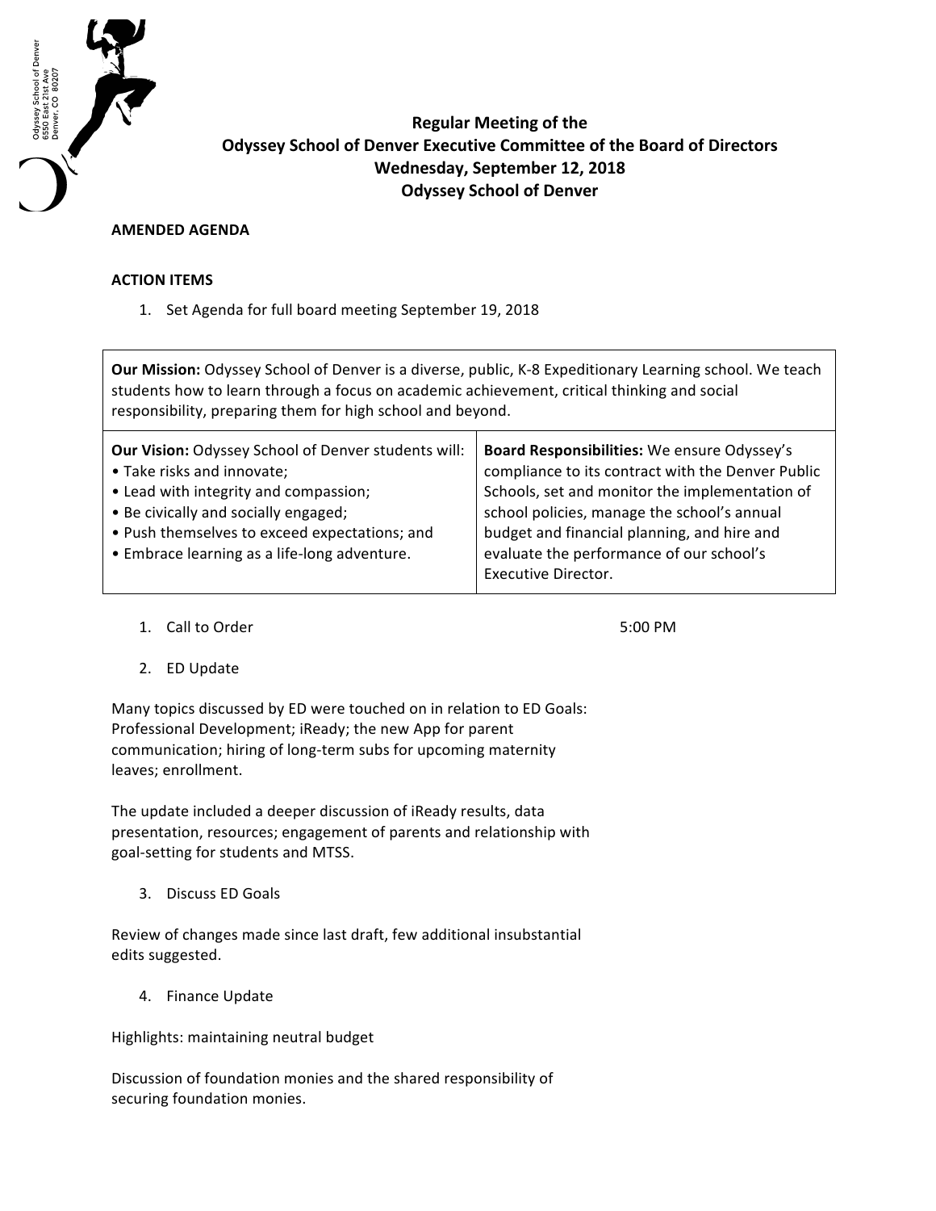Odyssey School of Denver
6550 East 21st Ave
Denver, CO 80207

# Regular Meeting of the Odyssey School of Denver Executive Committee of the Board of Directors
## Wednesday, September 12, 2018
## Odyssey School of Denver

**AMENDED AGENDA**

**ACTION ITEMS**

1. Set Agenda for full board meeting September 19, 2018

| **Our Mission:** Odyssey School of Denver is a diverse, public, K-8 Expeditionary Learning school. We teach students how to learn through a focus on academic achievement, critical thinking and social responsibility, preparing them for high school and beyond. | |
|---|---|
| **Our Vision:** Odyssey School of Denver students will:<br>• Take risks and innovate;<br>• Lead with integrity and compassion;<br>• Be civically and socially engaged;<br>• Push themselves to exceed expectations; and<br>• Embrace learning as a life-long adventure. | **Board Responsibilities:** We ensure Odyssey's compliance to its contract with the Denver Public Schools, set and monitor the implementation of school policies, manage the school's annual budget and financial planning, and hire and evaluate the performance of our school's Executive Director. |

1. Call to Order 5:00 PM

2. ED Update

Many topics discussed by ED were touched on in relation to ED Goals: Professional Development; iReady; the new App for parent communication; hiring of long-term subs for upcoming maternity leaves; enrollment.

The update included a deeper discussion of iReady results, data presentation, resources; engagement of parents and relationship with goal-setting for students and MTSS.

3. Discuss ED Goals

Review of changes made since last draft, few additional insubstantial edits suggested.

4. Finance Update

Highlights: maintaining neutral budget

Discussion of foundation monies and the shared responsibility of securing foundation monies.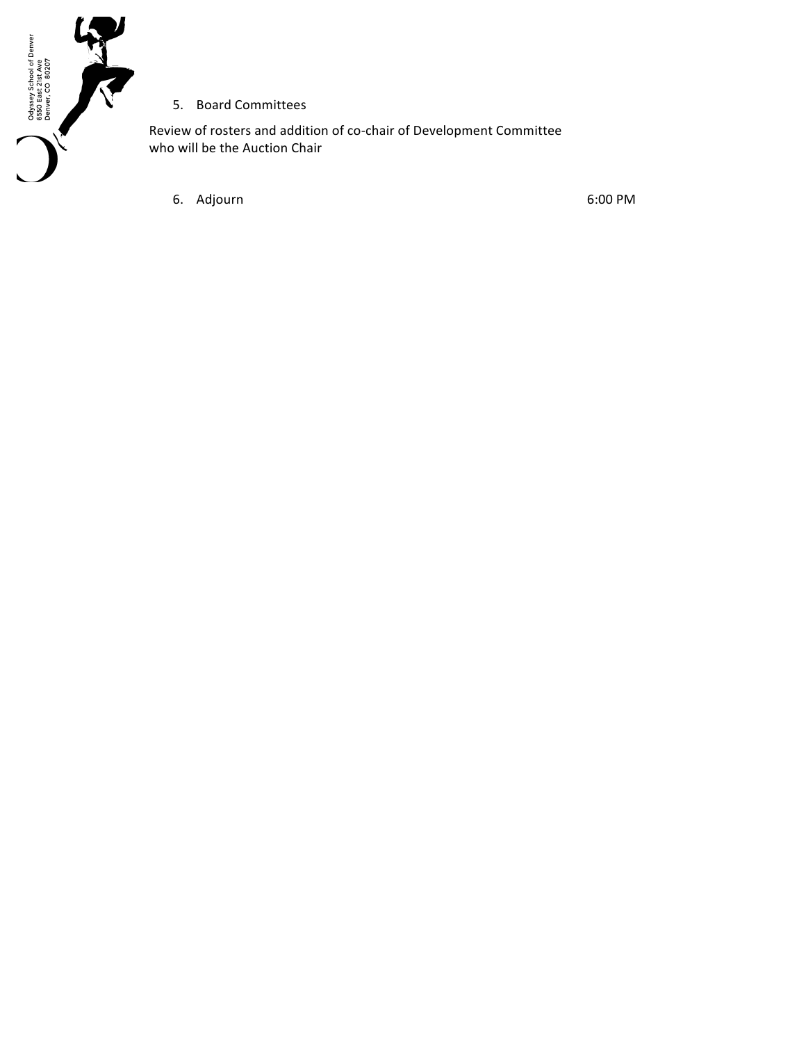5. Board Committees

Review of rosters and addition of co-chair of Development Committee who will be the Auction Chair

6. Adjourn 6:00 PM